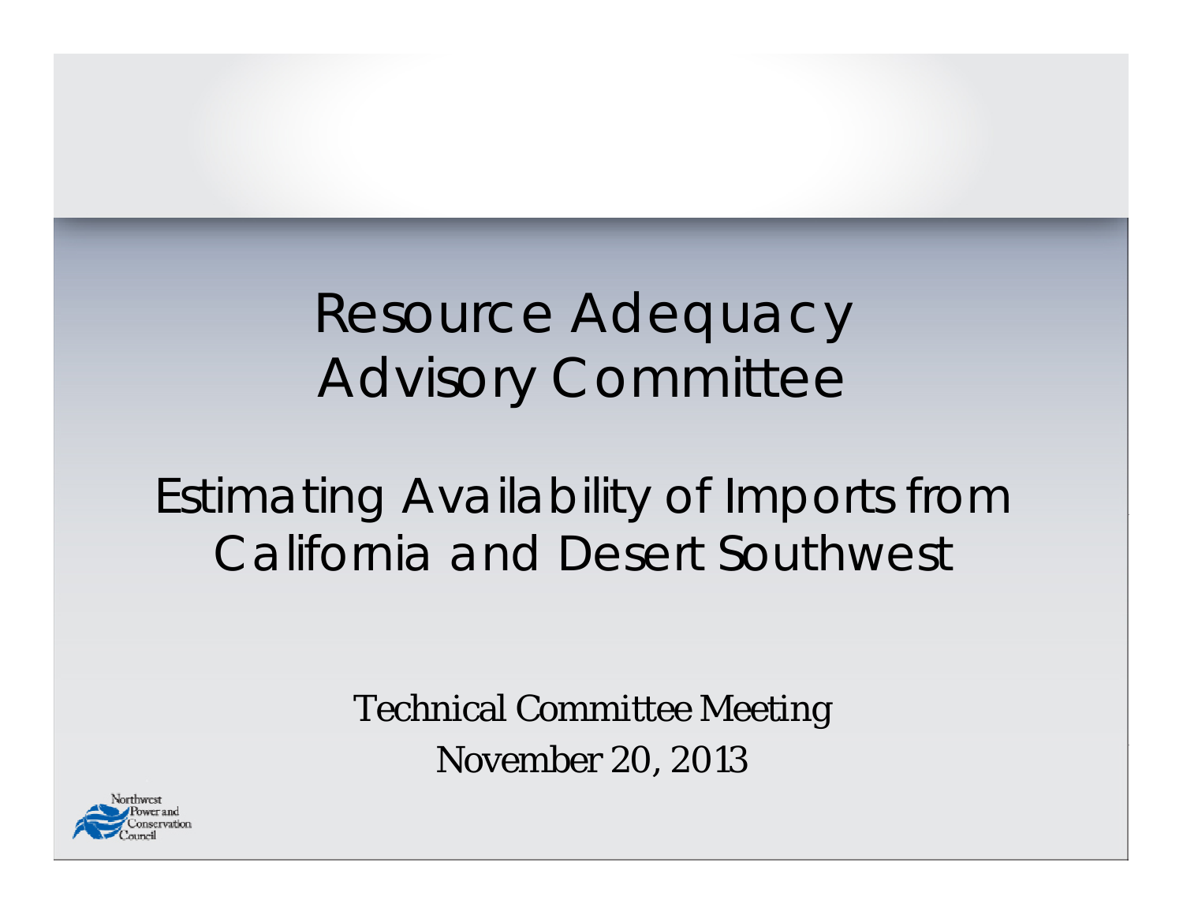# Resource Adequacy Advisory Committee

## Estimating Availability of Imports from California and Desert Southwest

Technical Committee Meeting

November 20, 2013

Northwest Power and Conservation Council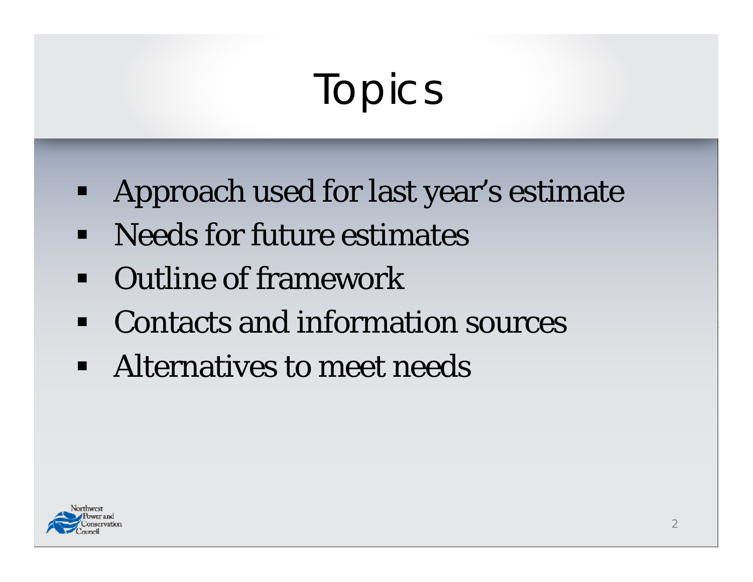# Topics

- Approach used for last year's estimate
- Needs for future estimates
- Outline of framework
- Contacts and information sources
- Alternatives to meet needs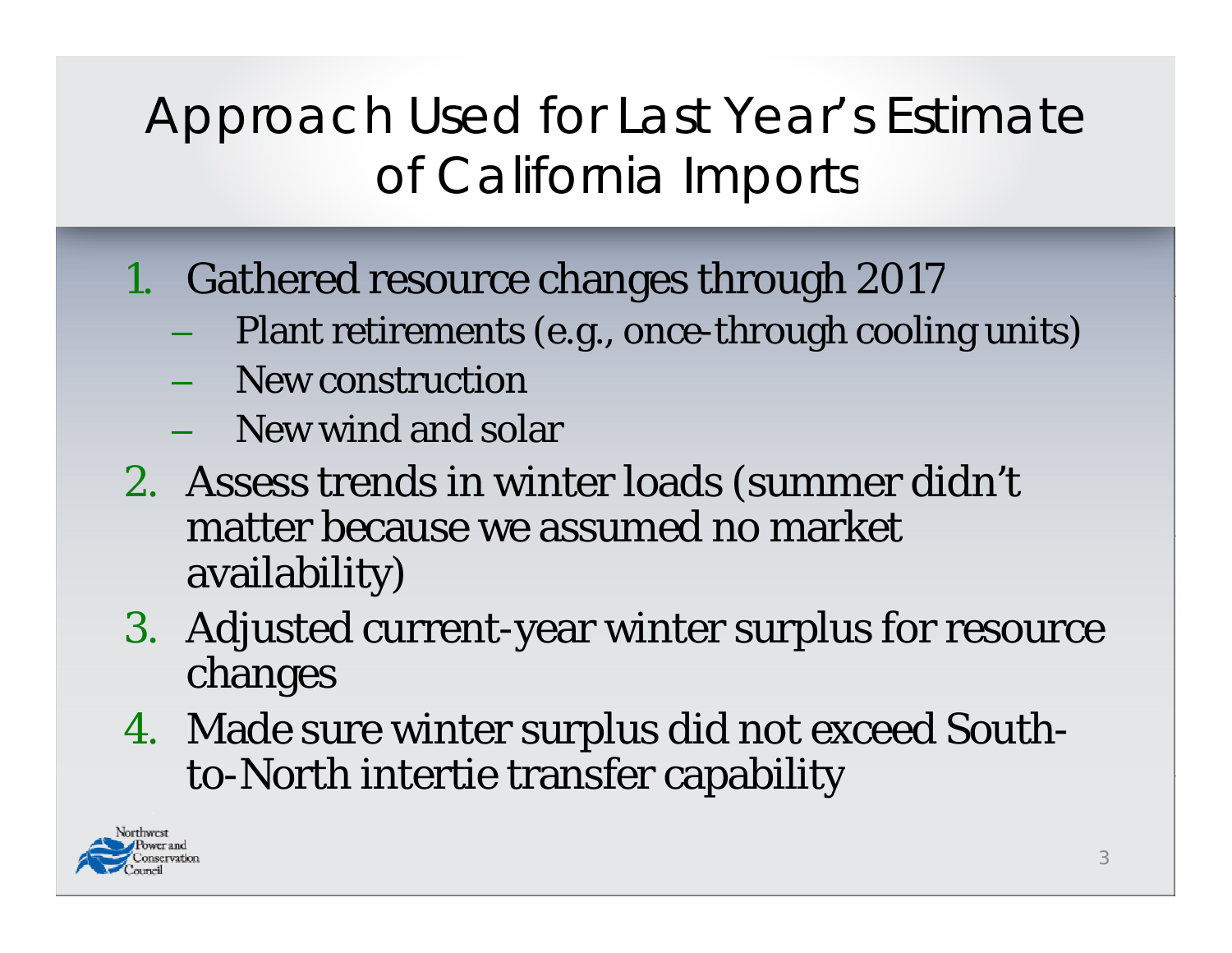# Approach Used for Last Year's Estimate of California Imports

1. Gathered resource changes through 2017
   - Plant retirements (e.g., once-through cooling units)
   - New construction
   - New wind and solar
2. Assess trends in winter loads (summer didn't matter because we assumed no market availability)
3. Adjusted current-year winter surplus for resource changes
4. Made sure winter surplus did not exceed South-to-North intertie transfer capability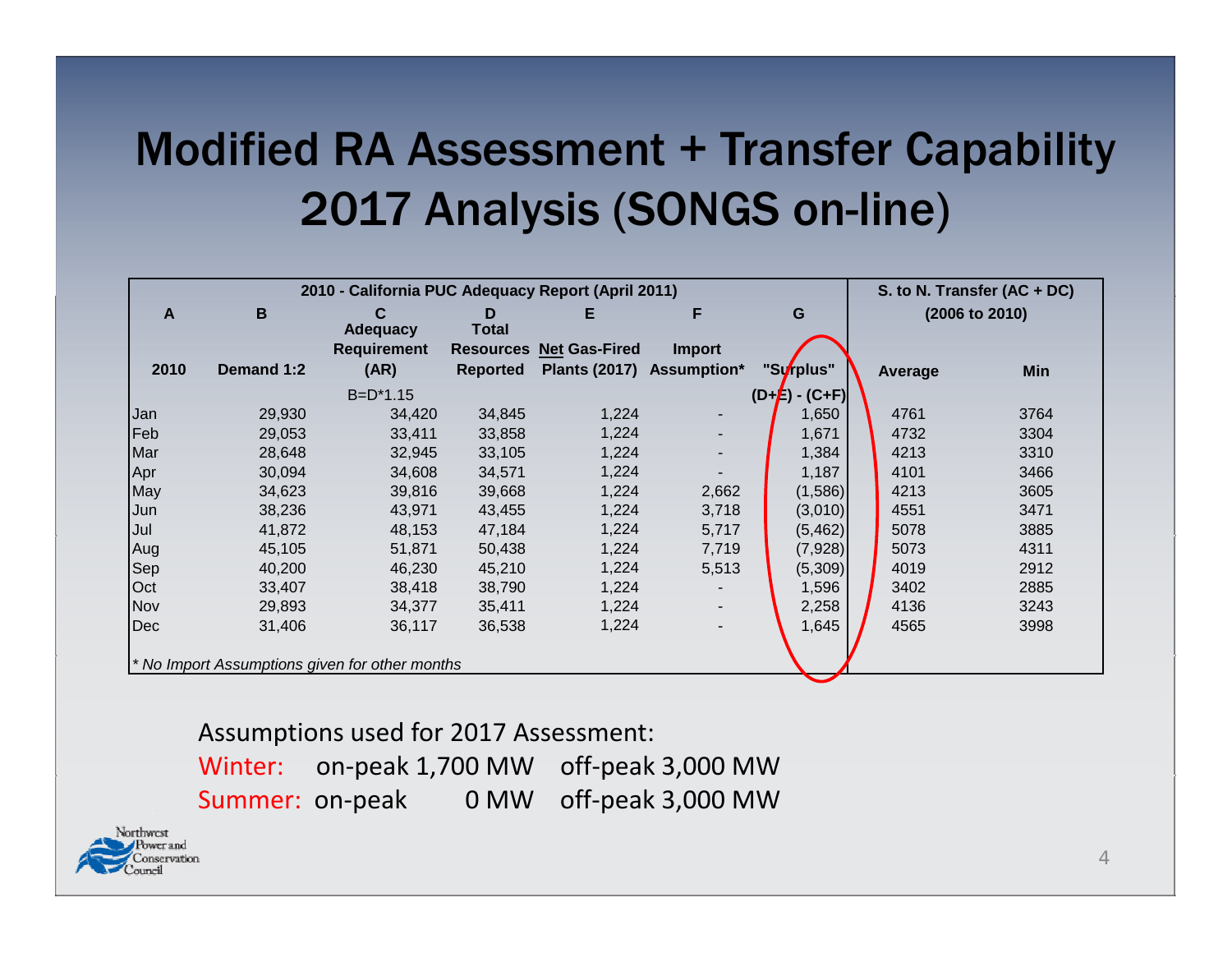# Modified RA Assessment + Transfer Capability 2017 Analysis (SONGS on-line)

| 2010 - California PUC Adequacy Report (April 2011) | | | | | | | S. to N. Transfer (AC + DC) | |
|---|---|---|---|---|---|---|---|---|
| A | B | C | D | E | F | G | (2006 to 2010) | |
| 2010 | Demand 1:2 | Adequacy Requirement (AR) | Total Resources Reported | Net Gas-Fired Plants (2017) | Import Assumption* | "Surplus" | Average | Min |
| | | B=D*1.15 | | | | (D+E) - (C+F) | | |
| Jan | 29,930 | 34,420 | 34,845 | 1,224 | - | 1,650 | 4761 | 3764 |
| Feb | 29,053 | 33,411 | 33,858 | 1,224 | - | 1,671 | 4732 | 3304 |
| Mar | 28,648 | 32,945 | 33,105 | 1,224 | - | 1,384 | 4213 | 3310 |
| Apr | 30,094 | 34,608 | 34,571 | 1,224 | - | 1,187 | 4101 | 3466 |
| May | 34,623 | 39,816 | 39,668 | 1,224 | 2,662 | (1,586) | 4213 | 3605 |
| Jun | 38,236 | 43,971 | 43,455 | 1,224 | 3,718 | (3,010) | 4551 | 3471 |
| Jul | 41,872 | 48,153 | 47,184 | 1,224 | 5,717 | (5,462) | 5078 | 3885 |
| Aug | 45,105 | 51,871 | 50,438 | 1,224 | 7,719 | (7,928) | 5073 | 4311 |
| Sep | 40,200 | 46,230 | 45,210 | 1,224 | 5,513 | (5,309) | 4019 | 2912 |
| Oct | 33,407 | 38,418 | 38,790 | 1,224 | - | 1,596 | 3402 | 2885 |
| Nov | 29,893 | 34,377 | 35,411 | 1,224 | - | 2,258 | 4136 | 3243 |
| Dec | 31,406 | 36,117 | 36,538 | 1,224 | - | 1,645 | 4565 | 3998 |

*\* No Import Assumptions given for other months*

Assumptions used for 2017 Assessment:

Winter: on-peak 1,700 MW off-peak 3,000 MW

Summer: on-peak 0 MW off-peak 3,000 MW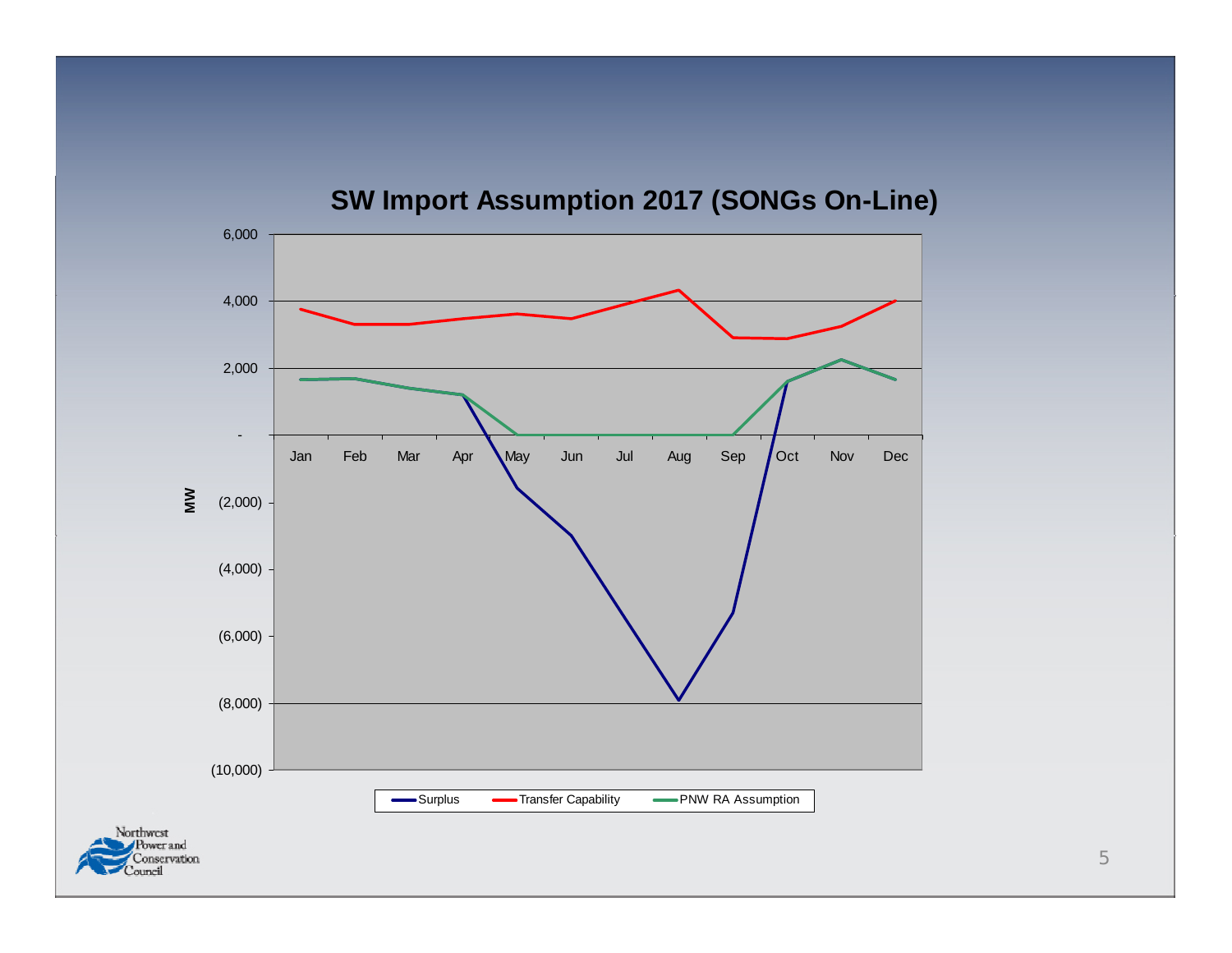## SW Import Assumption 2017 (SONGs On-Line)

MW

6,000
4,000
2,000
-
(2,000)
(4,000)
(6,000)
(8,000)
(10,000)

Jan Feb Mar Apr May Jun Jul Aug Sep Oct Nov Dec

Surplus — Transfer Capability — PNW RA Assumption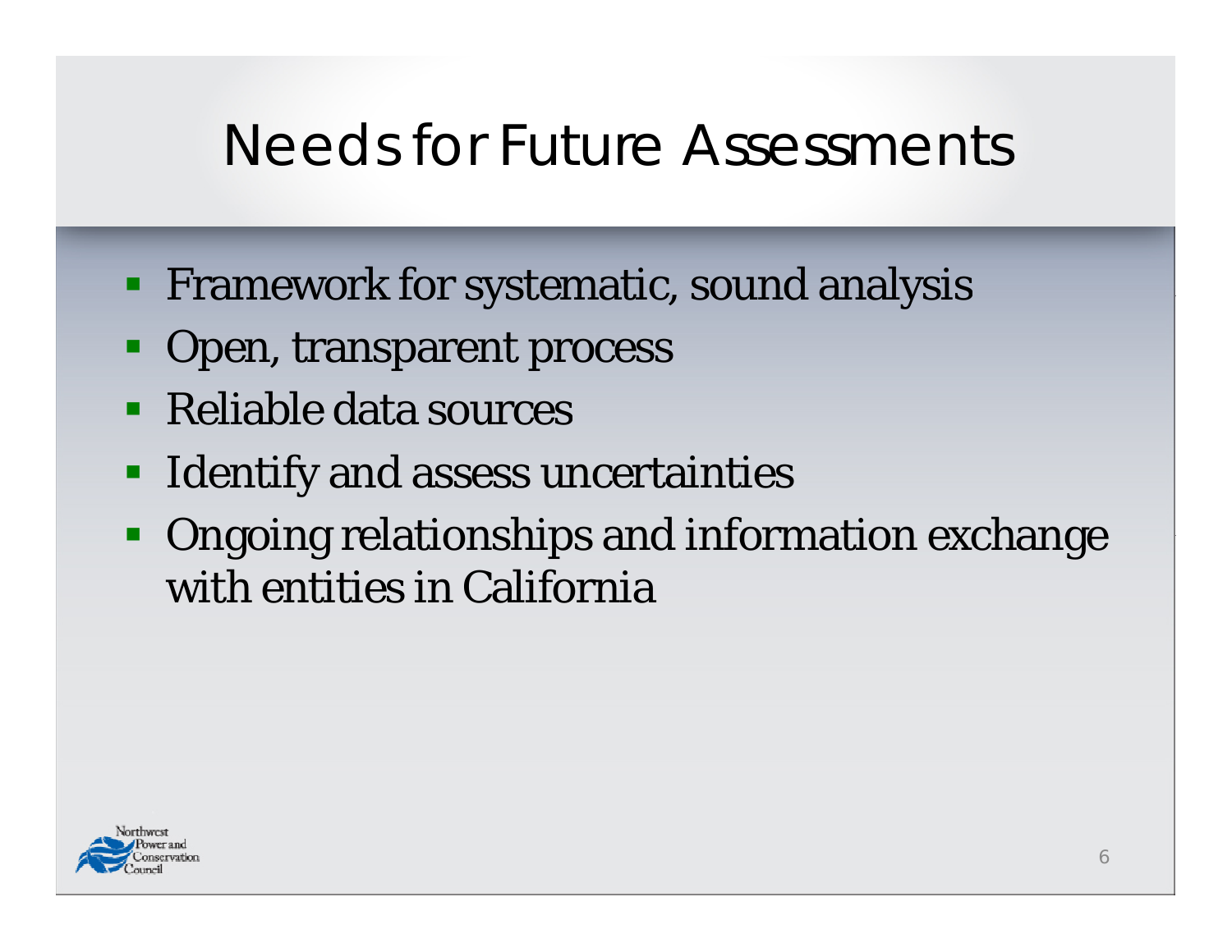# Needs for Future Assessments

- Framework for systematic, sound analysis
- Open, transparent process
- Reliable data sources
- Identify and assess uncertainties
- Ongoing relationships and information exchange with entities in California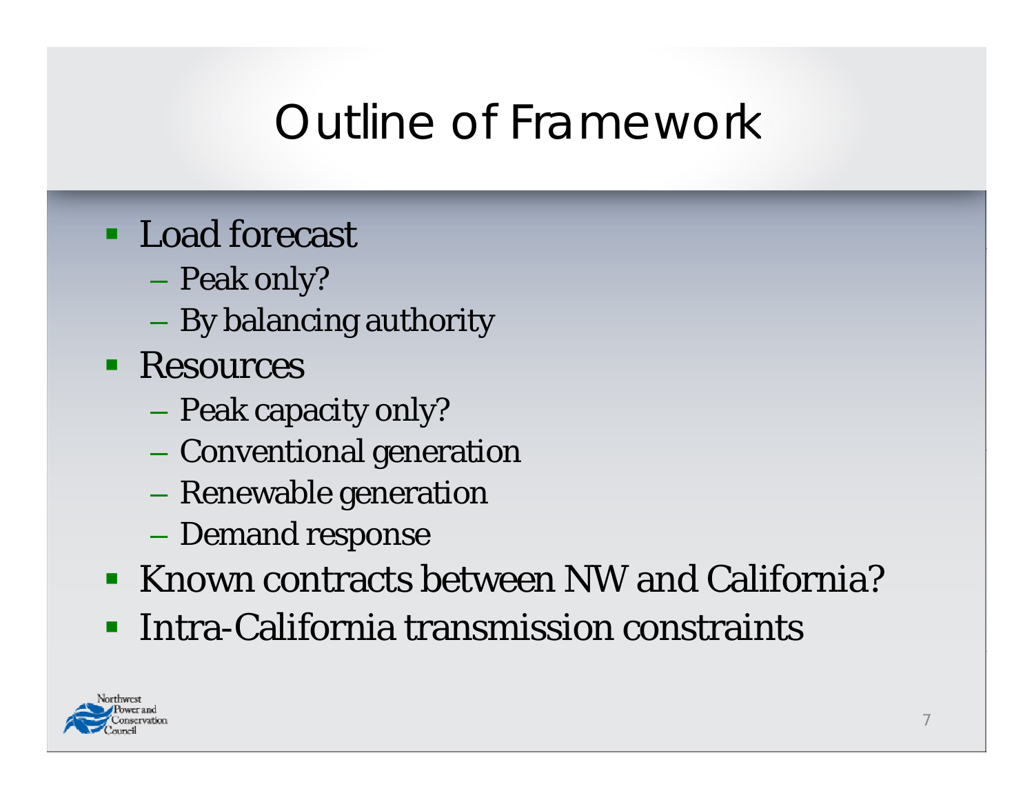# Outline of Framework

- Load forecast
  - Peak only?
  - By balancing authority
- Resources
  - Peak capacity only?
  - Conventional generation
  - Renewable generation
  - Demand response
- Known contracts between NW and California?
- Intra-California transmission constraints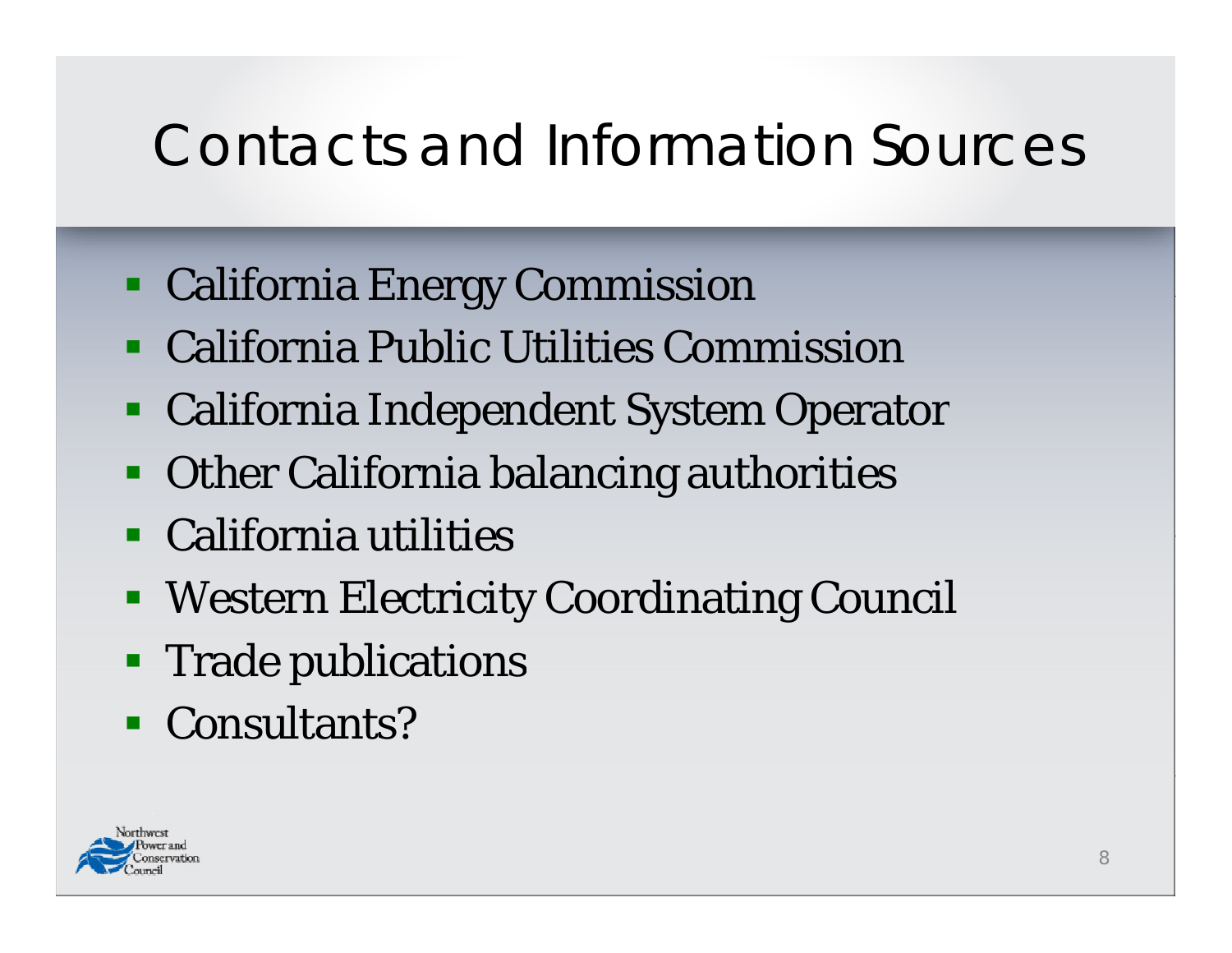# Contacts and Information Sources

- California Energy Commission
- California Public Utilities Commission
- California Independent System Operator
- Other California balancing authorities
- California utilities
- Western Electricity Coordinating Council
- Trade publications
- Consultants?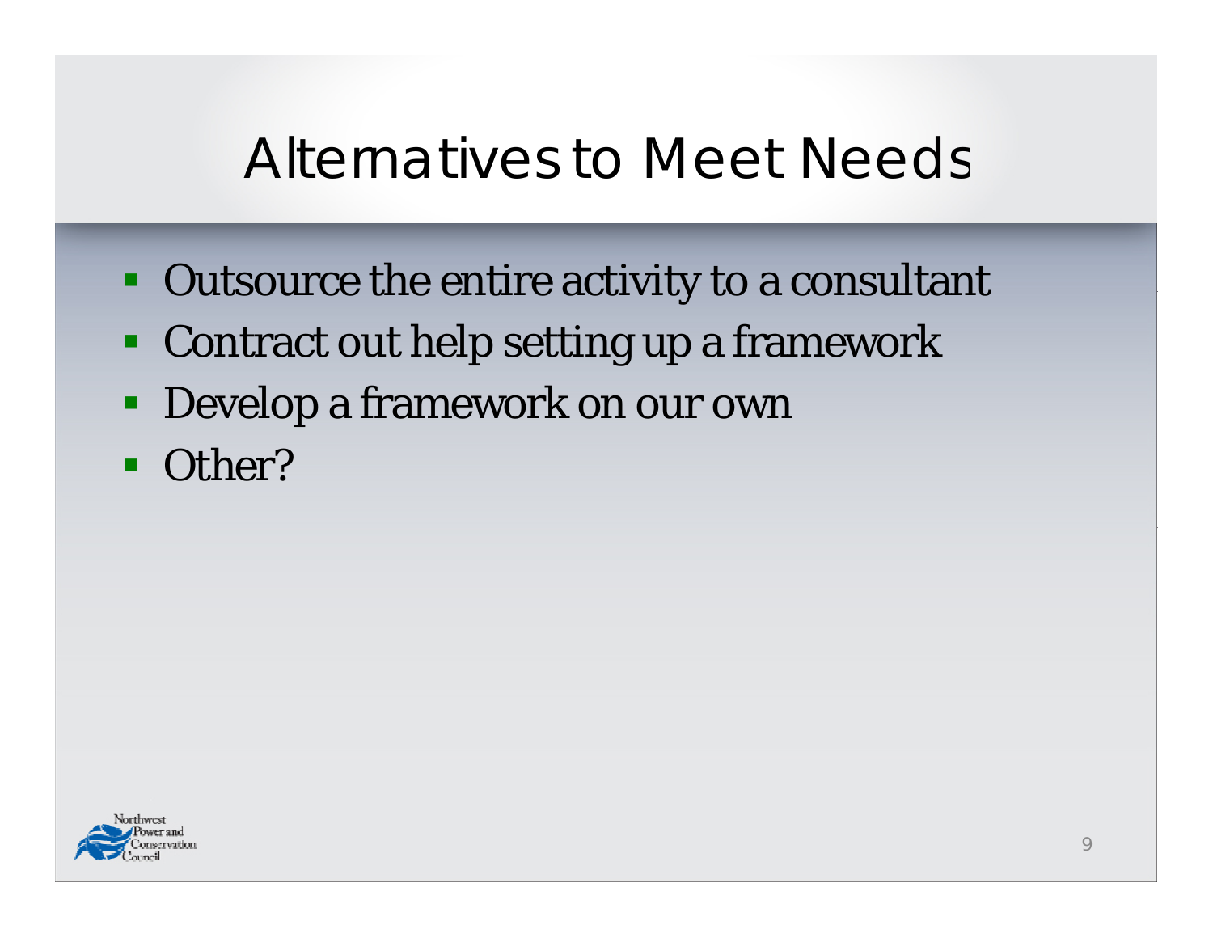# Alternatives to Meet Needs

- Outsource the entire activity to a consultant
- Contract out help setting up a framework
- Develop a framework on our own
- Other?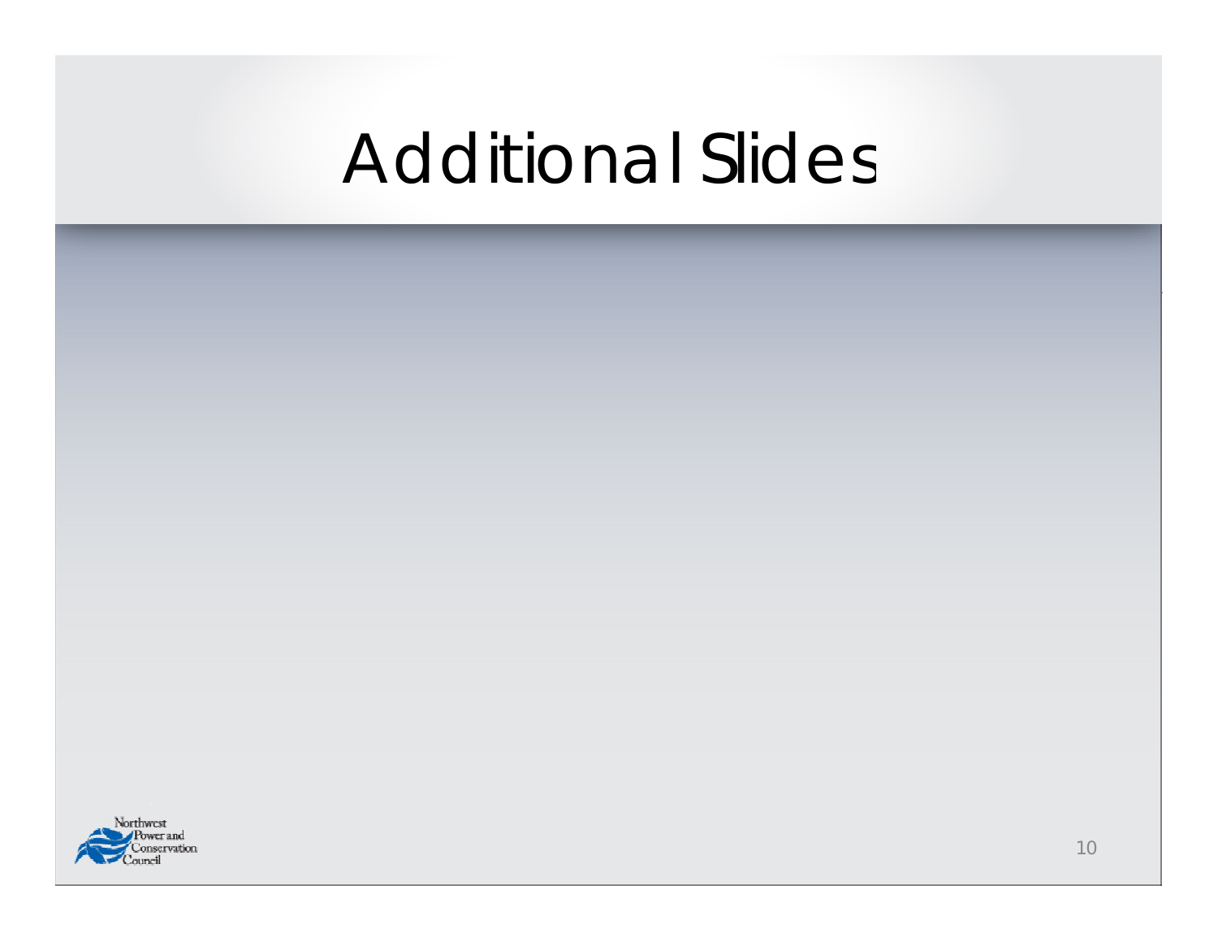# Additional Slides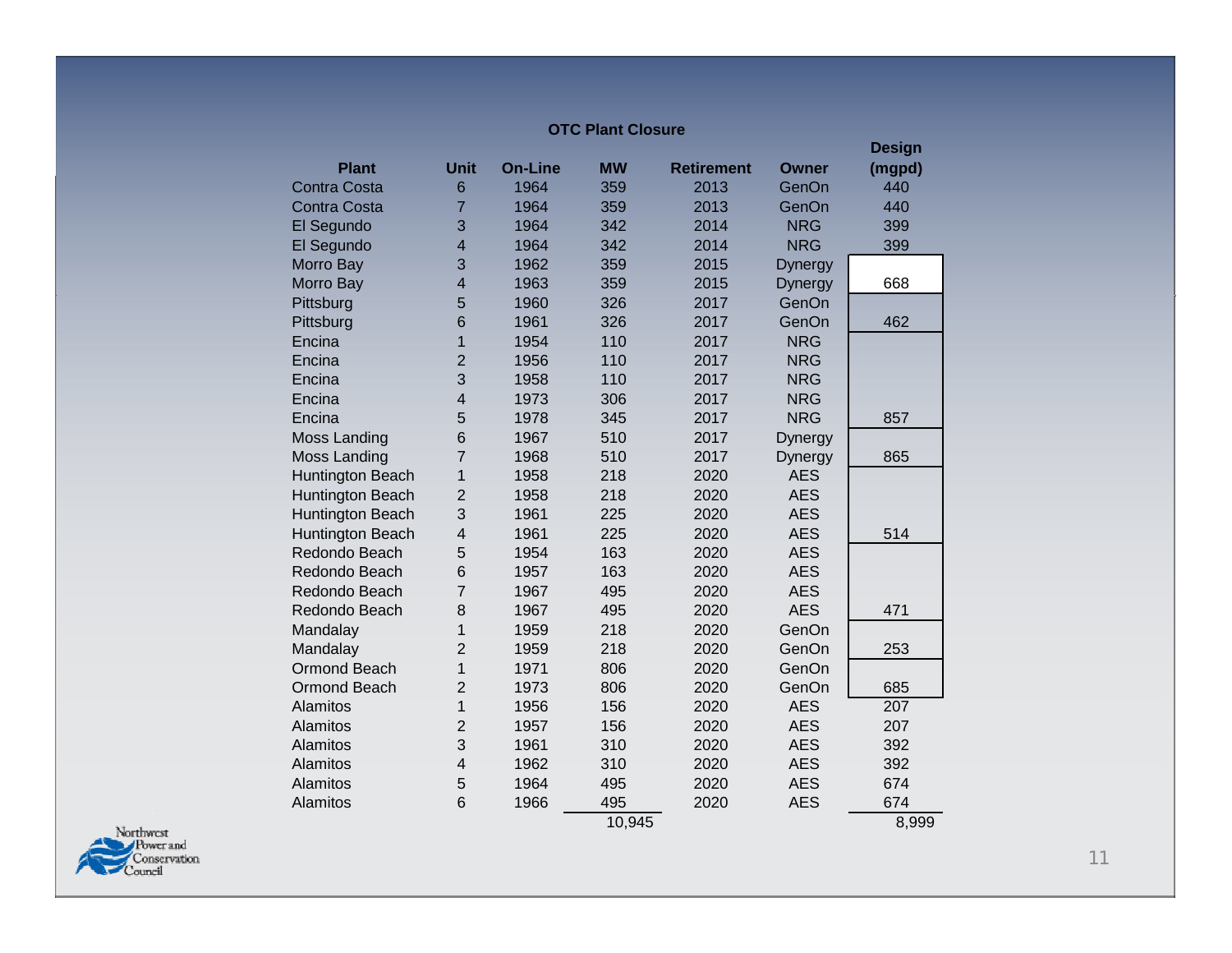## OTC Plant Closure

| Plant | Unit | On-Line | MW | Retirement | Owner | Design (mgpd) |
|---|---|---|---|---|---|---|
| Contra Costa | 6 | 1964 | 359 | 2013 | GenOn | 440 |
| Contra Costa | 7 | 1964 | 359 | 2013 | GenOn | 440 |
| El Segundo | 3 | 1964 | 342 | 2014 | NRG | 399 |
| El Segundo | 4 | 1964 | 342 | 2014 | NRG | 399 |
| Morro Bay | 3 | 1962 | 359 | 2015 | Dynergy | |
| Morro Bay | 4 | 1963 | 359 | 2015 | Dynergy | 668 |
| Pittsburg | 5 | 1960 | 326 | 2017 | GenOn | |
| Pittsburg | 6 | 1961 | 326 | 2017 | GenOn | 462 |
| Encina | 1 | 1954 | 110 | 2017 | NRG | |
| Encina | 2 | 1956 | 110 | 2017 | NRG | |
| Encina | 3 | 1958 | 110 | 2017 | NRG | |
| Encina | 4 | 1973 | 306 | 2017 | NRG | |
| Encina | 5 | 1978 | 345 | 2017 | NRG | 857 |
| Moss Landing | 6 | 1967 | 510 | 2017 | Dynergy | |
| Moss Landing | 7 | 1968 | 510 | 2017 | Dynergy | 865 |
| Huntington Beach | 1 | 1958 | 218 | 2020 | AES | |
| Huntington Beach | 2 | 1958 | 218 | 2020 | AES | |
| Huntington Beach | 3 | 1961 | 225 | 2020 | AES | |
| Huntington Beach | 4 | 1961 | 225 | 2020 | AES | 514 |
| Redondo Beach | 5 | 1954 | 163 | 2020 | AES | |
| Redondo Beach | 6 | 1957 | 163 | 2020 | AES | |
| Redondo Beach | 7 | 1967 | 495 | 2020 | AES | |
| Redondo Beach | 8 | 1967 | 495 | 2020 | AES | 471 |
| Mandalay | 1 | 1959 | 218 | 2020 | GenOn | |
| Mandalay | 2 | 1959 | 218 | 2020 | GenOn | 253 |
| Ormond Beach | 1 | 1971 | 806 | 2020 | GenOn | |
| Ormond Beach | 2 | 1973 | 806 | 2020 | GenOn | 685 |
| Alamitos | 1 | 1956 | 156 | 2020 | AES | 207 |
| Alamitos | 2 | 1957 | 156 | 2020 | AES | 207 |
| Alamitos | 3 | 1961 | 310 | 2020 | AES | 392 |
| Alamitos | 4 | 1962 | 310 | 2020 | AES | 392 |
| Alamitos | 5 | 1964 | 495 | 2020 | AES | 674 |
| Alamitos | 6 | 1966 | 495 | 2020 | AES | 674 |
| | | | 10,945 | | | 8,999 |

Northwest Power and Conservation Council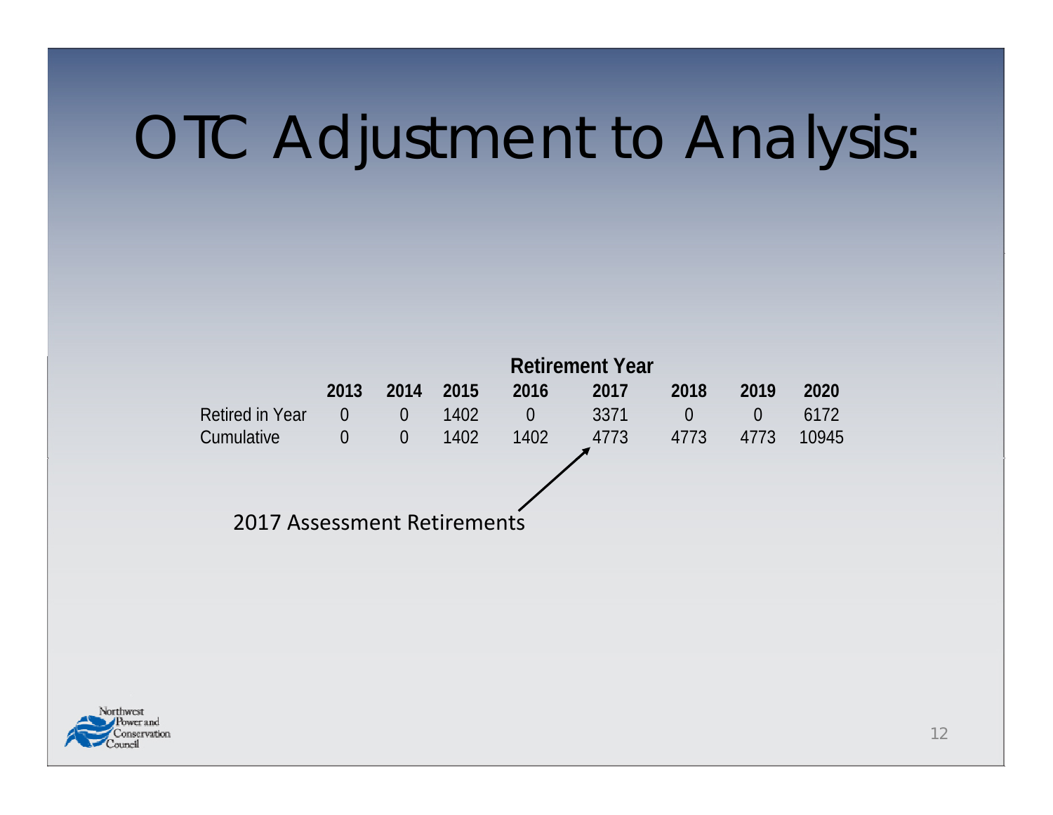# OTC Adjustment to Analysis:

| | Retirement Year | | | | | | | |
|---|---|---|---|---|---|---|---|---|
| | **2013** | **2014** | **2015** | **2016** | **2017** | **2018** | **2019** | **2020** |
| Retired in Year | 0 | 0 | 1402 | 0 | 3371 | 0 | 0 | 6172 |
| Cumulative | 0 | 0 | 1402 | 1402 | 4773 | 4773 | 4773 | 10945 |

2017 Assessment Retirements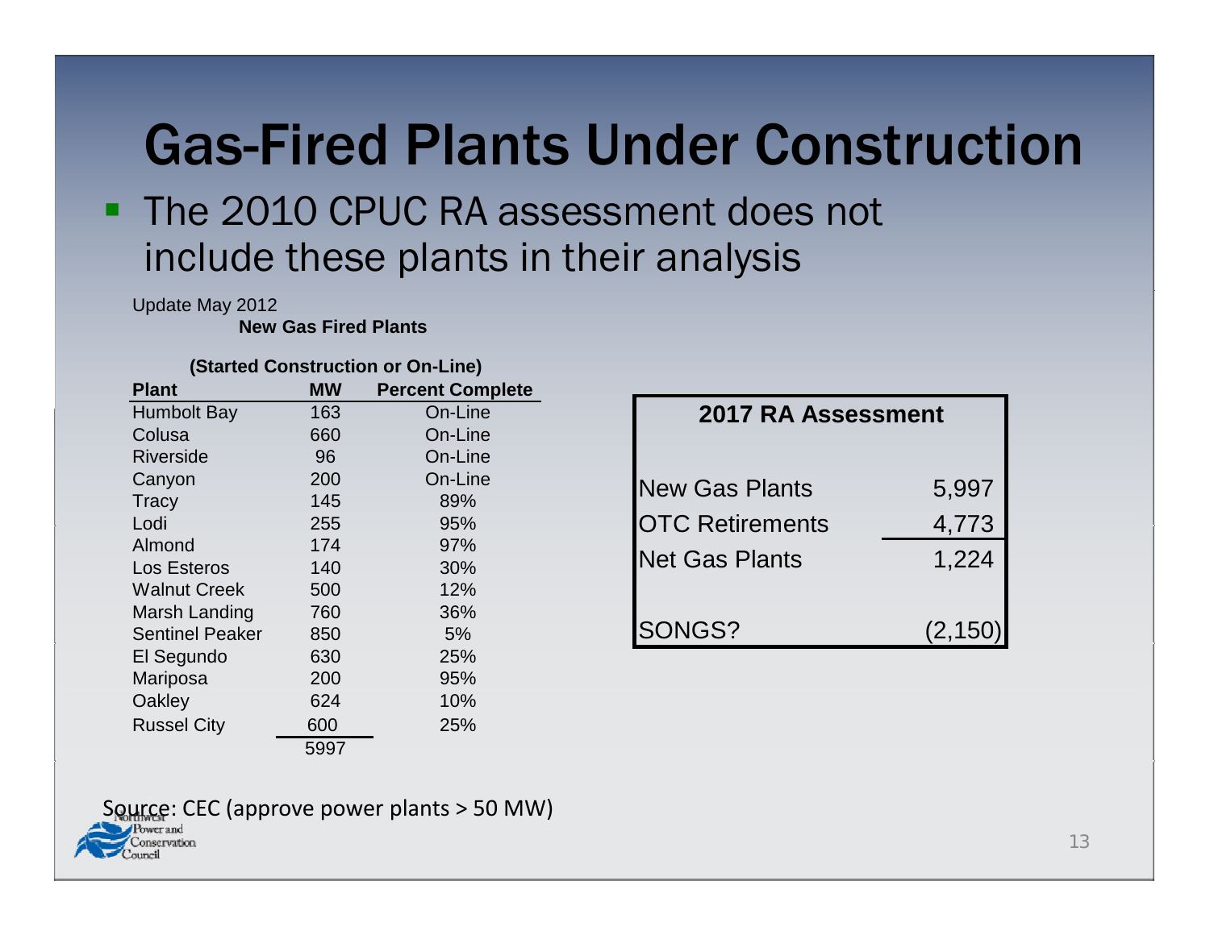# Gas-Fired Plants Under Construction

- The 2010 CPUC RA assessment does not include these plants in their analysis

Update May 2012

**New Gas Fired Plants**

**(Started Construction or On-Line)**

| Plant | MW | Percent Complete |
|---|---|---|
| Humbolt Bay | 163 | On-Line |
| Colusa | 660 | On-Line |
| Riverside | 96 | On-Line |
| Canyon | 200 | On-Line |
| Tracy | 145 | 89% |
| Lodi | 255 | 95% |
| Almond | 174 | 97% |
| Los Esteros | 140 | 30% |
| Walnut Creek | 500 | 12% |
| Marsh Landing | 760 | 36% |
| Sentinel Peaker | 850 | 5% |
| El Segundo | 630 | 25% |
| Mariposa | 200 | 95% |
| Oakley | 624 | 10% |
| Russel City | 600 | 25% |
| | 5997 | |

| 2017 RA Assessment | |
|---|---|
| New Gas Plants | 5,997 |
| OTC Retirements | 4,773 |
| Net Gas Plants | 1,224 |
| SONGS? | (2,150) |

Source: CEC (approve power plants > 50 MW)

Northwest Power and Conservation Council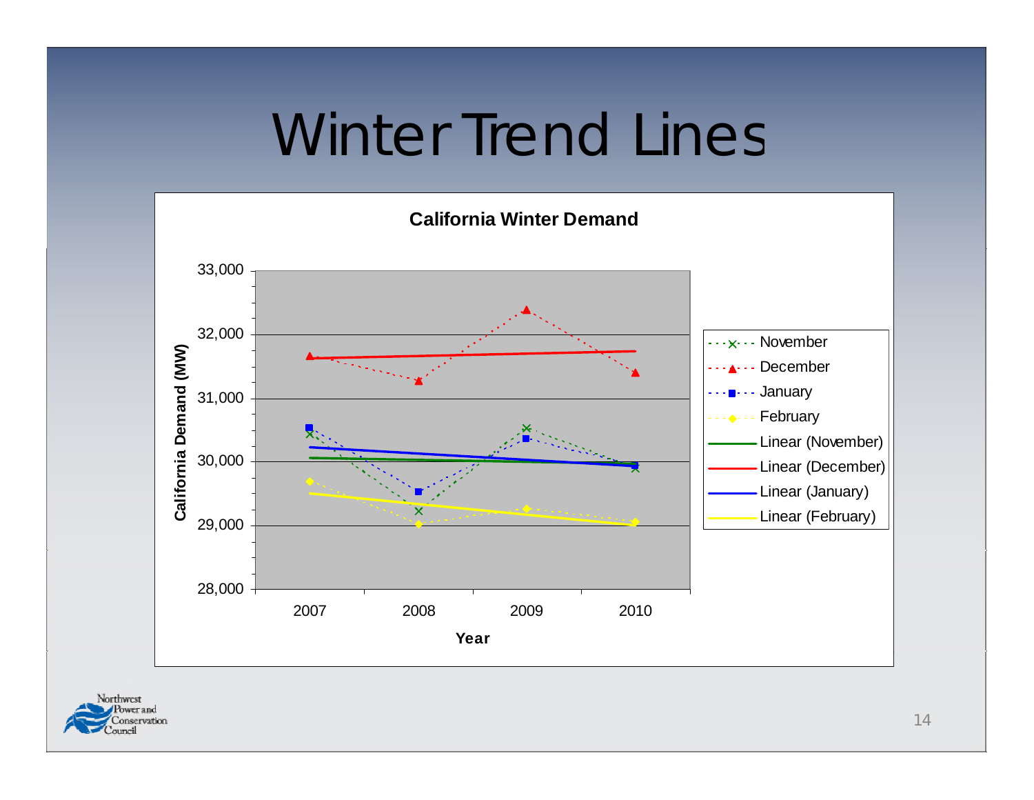# Winter Trend Lines

**California Winter Demand**

California Demand (MW)

33,000
32,000
31,000
30,000
29,000
28,000

2007 2008 2009 2010

**Year**

- November
- December
- January
- February
- Linear (November)
- Linear (December)
- Linear (January)
- Linear (February)

Northwest Power and Conservation Council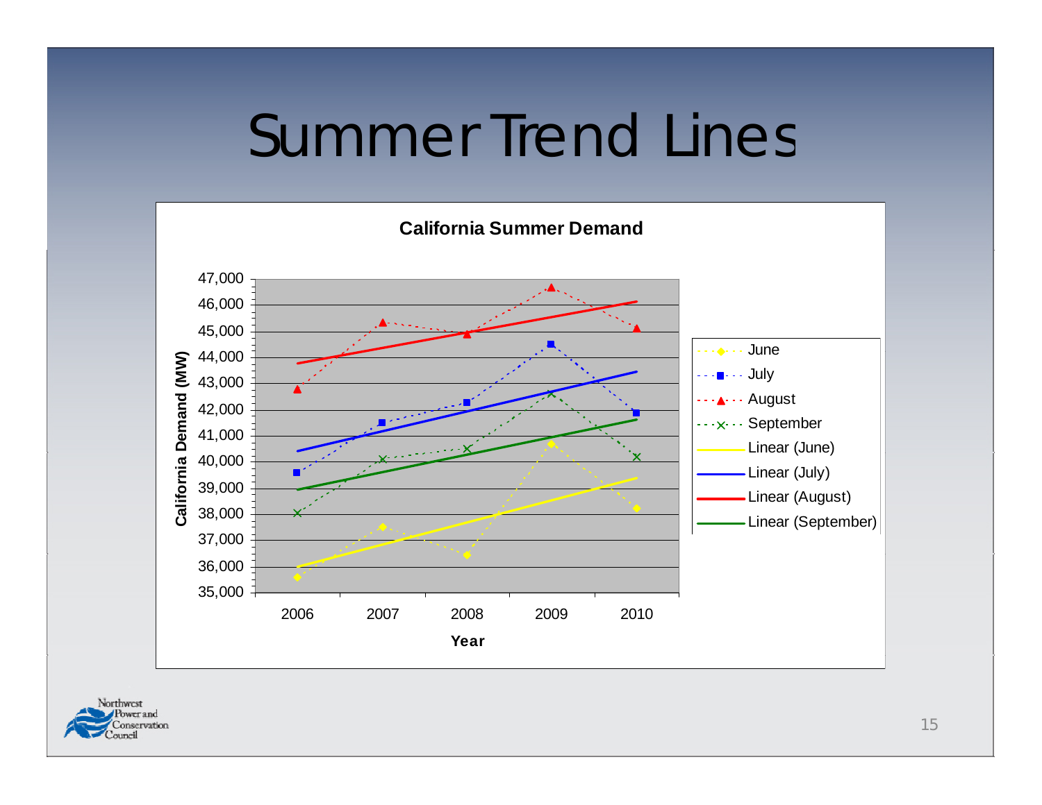# Summer Trend Lines

California Summer Demand

California Demand (MW)

47,000
46,000
45,000
44,000
43,000
42,000
41,000
40,000
39,000
38,000
37,000
36,000
35,000

2006
2007
2008
2009
2010

Year

June
July
August
September
Linear (June)
Linear (July)
Linear (August)
Linear (September)

Northwest Power and Conservation Council